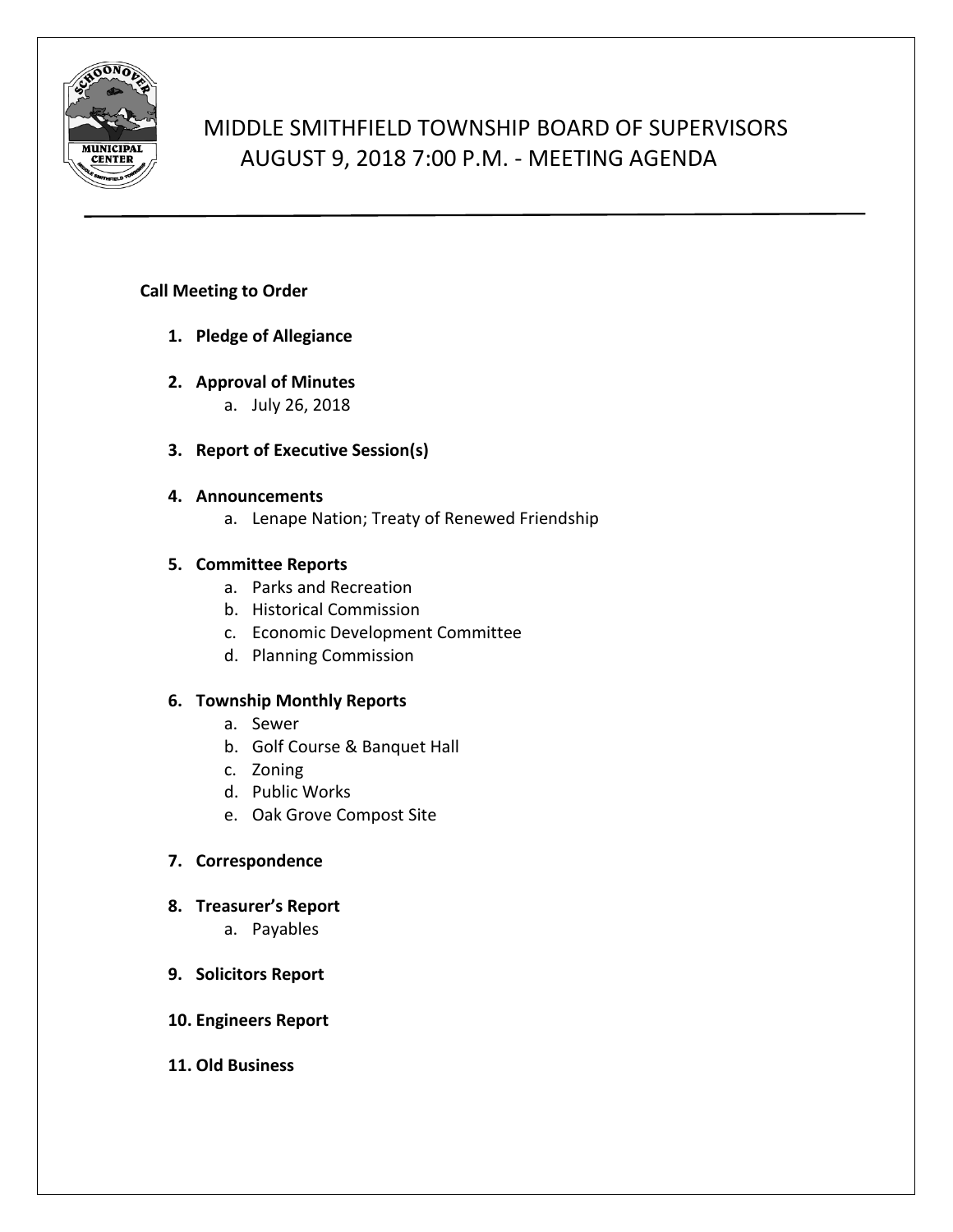# MIDDLE SMITHFIELD TOWNSHIP BOARD OF SUPERVISORS
## AUGUST 9, 2018 7:00 P.M. - MEETING AGENDA

---

**Call Meeting to Order**

1. **Pledge of Allegiance**

2. **Approval of Minutes**
   a. July 26, 2018

3. **Report of Executive Session(s)**

4. **Announcements**
   a. Lenape Nation; Treaty of Renewed Friendship

5. **Committee Reports**
   a. Parks and Recreation
   b. Historical Commission
   c. Economic Development Committee
   d. Planning Commission

6. **Township Monthly Reports**
   a. Sewer
   b. Golf Course & Banquet Hall
   c. Zoning
   d. Public Works
   e. Oak Grove Compost Site

7. **Correspondence**

8. **Treasurer's Report**
   a. Payables

9. **Solicitors Report**

10. **Engineers Report**

11. **Old Business**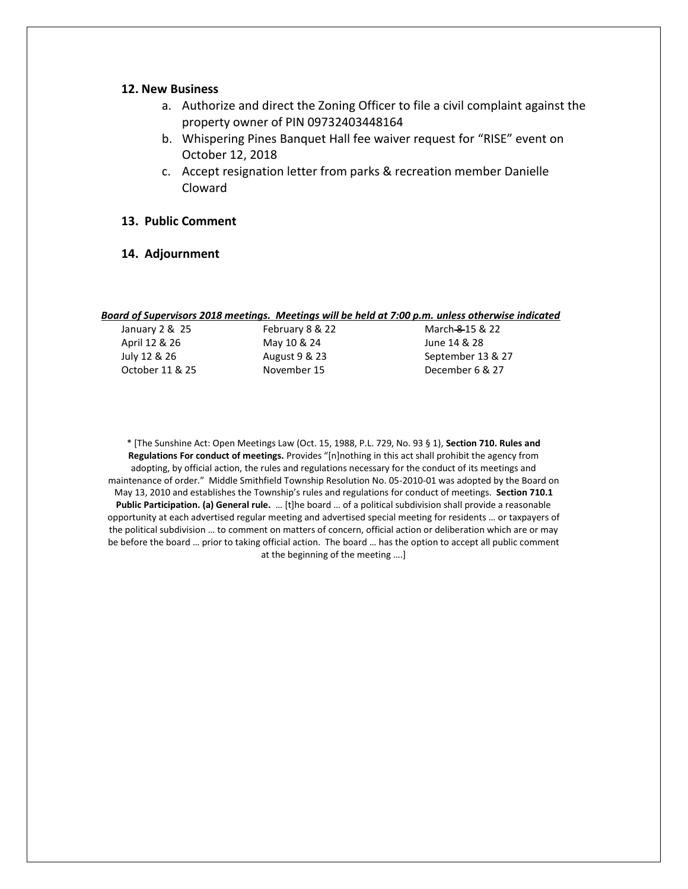**12. New Business**

a. Authorize and direct the Zoning Officer to file a civil complaint against the property owner of PIN 09732403448164
b. Whispering Pines Banquet Hall fee waiver request for "RISE" event on October 12, 2018
c. Accept resignation letter from parks & recreation member Danielle Cloward

**13. Public Comment**

**14. Adjournment**

***Board of Supervisors 2018 meetings. Meetings will be held at 7:00 p.m. unless otherwise indicated***

| | | |
|---|---|---|
| January 2 & 25 | February 8 & 22 | March ~~8~~ 15 & 22 |
| April 12 & 26 | May 10 & 24 | June 14 & 28 |
| July 12 & 26 | August 9 & 23 | September 13 & 27 |
| October 11 & 25 | November 15 | December 6 & 27 |

* [The Sunshine Act: Open Meetings Law (Oct. 15, 1988, P.L. 729, No. 93 § 1), **Section 710. Rules and Regulations For conduct of meetings.** Provides "[n]othing in this act shall prohibit the agency from adopting, by official action, the rules and regulations necessary for the conduct of its meetings and maintenance of order." Middle Smithfield Township Resolution No. 05-2010-01 was adopted by the Board on May 13, 2010 and establishes the Township's rules and regulations for conduct of meetings. **Section 710.1 Public Participation. (a) General rule.** … [t]he board … of a political subdivision shall provide a reasonable opportunity at each advertised regular meeting and advertised special meeting for residents … or taxpayers of the political subdivision … to comment on matters of concern, official action or deliberation which are or may be before the board … prior to taking official action. The board … has the option to accept all public comment at the beginning of the meeting ….]